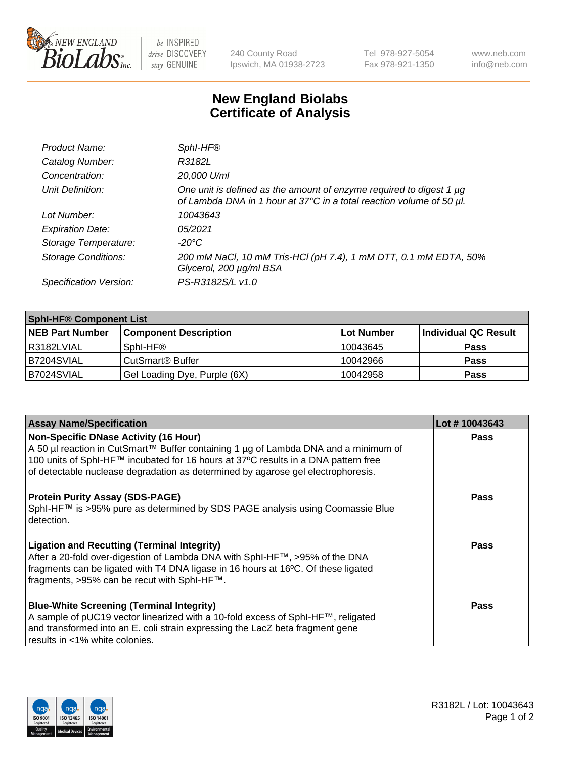# New England Biolabs Certificate of Analysis

| | |
|---|---|
| *Product Name:* | *SphI-HF®* |
| *Catalog Number:* | *R3182L* |
| *Concentration:* | *20,000 U/ml* |
| *Unit Definition:* | *One unit is defined as the amount of enzyme required to digest 1 µg of Lambda DNA in 1 hour at 37°C in a total reaction volume of 50 µl.* |
| *Lot Number:* | *10043643* |
| *Expiration Date:* | *05/2021* |
| *Storage Temperature:* | *-20°C* |
| *Storage Conditions:* | *200 mM NaCl, 10 mM Tris-HCl (pH 7.4), 1 mM DTT, 0.1 mM EDTA, 50% Glycerol, 200 µg/ml BSA* |
| *Specification Version:* | *PS-R3182S/L v1.0* |

| **SphI-HF® Component List** | | | |
|---|---|---|---|
| **NEB Part Number** | **Component Description** | **Lot Number** | **Individual QC Result** |
| R3182LVIAL | SphI-HF® | 10043645 | **Pass** |
| B7204SVIAL | CutSmart® Buffer | 10042966 | **Pass** |
| B7024SVIAL | Gel Loading Dye, Purple (6X) | 10042958 | **Pass** |

| **Assay Name/Specification** | **Lot # 10043643** |
|---|---|
| **Non-Specific DNase Activity (16 Hour)** A 50 µl reaction in CutSmart™ Buffer containing 1 µg of Lambda DNA and a minimum of 100 units of SphI-HF™ incubated for 16 hours at 37ºC results in a DNA pattern free of detectable nuclease degradation as determined by agarose gel electrophoresis. | **Pass** |
| **Protein Purity Assay (SDS-PAGE)** SphI-HF™ is >95% pure as determined by SDS PAGE analysis using Coomassie Blue detection. | **Pass** |
| **Ligation and Recutting (Terminal Integrity)** After a 20-fold over-digestion of Lambda DNA with SphI-HF™, >95% of the DNA fragments can be ligated with T4 DNA ligase in 16 hours at 16ºC. Of these ligated fragments, >95% can be recut with SphI-HF™. | **Pass** |
| **Blue-White Screening (Terminal Integrity)** A sample of pUC19 vector linearized with a 10-fold excess of SphI-HF™, religated and transformed into an E. coli strain expressing the LacZ beta fragment gene results in <1% white colonies. | **Pass** |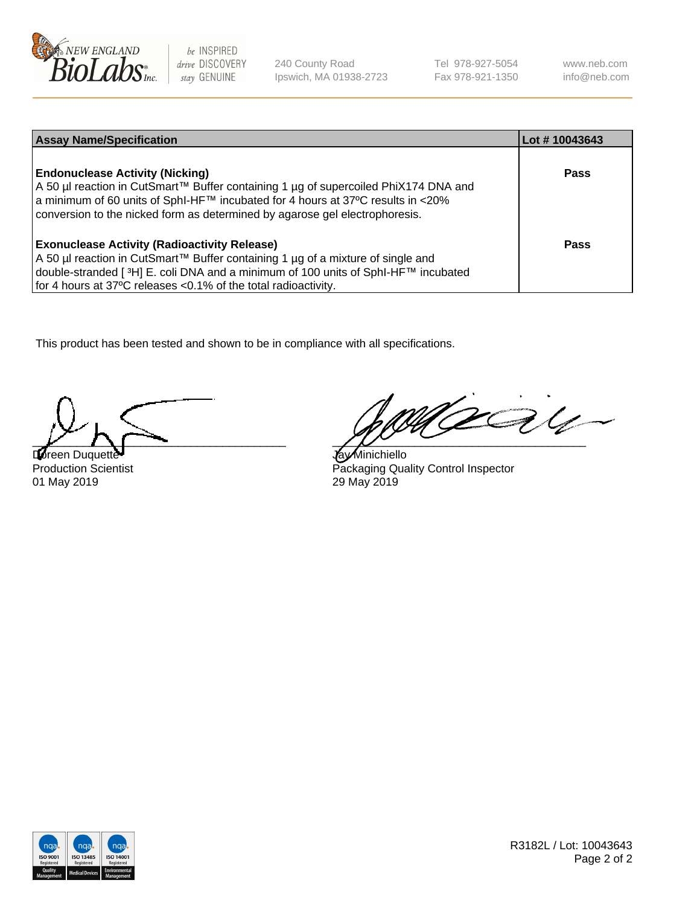NEW ENGLAND BioLabs Inc. — be INSPIRED drive DISCOVERY stay GENUINE

240 County Road
Ipswich, MA 01938-2723

Tel 978-927-5054
Fax 978-921-1350

www.neb.com
info@neb.com

| Assay Name/Specification | Lot # 10043643 |
|---|---|
| **Endonuclease Activity (Nicking)**<br>A 50 µl reaction in CutSmart™ Buffer containing 1 µg of supercoiled PhiX174 DNA and a minimum of 60 units of SphI-HF™ incubated for 4 hours at 37ºC results in <20% conversion to the nicked form as determined by agarose gel electrophoresis. | **Pass** |
| **Exonuclease Activity (Radioactivity Release)**<br>A 50 µl reaction in CutSmart™ Buffer containing 1 µg of a mixture of single and double-stranded [ $^{3}$H] E. coli DNA and a minimum of 100 units of SphI-HF™ incubated for 4 hours at 37ºC releases <0.1% of the total radioactivity. | **Pass** |

This product has been tested and shown to be in compliance with all specifications.

Doreen Duquette
Production Scientist
01 May 2019

Jay Minichiello
Packaging Quality Control Inspector
29 May 2019

R3182L / Lot: 10043643